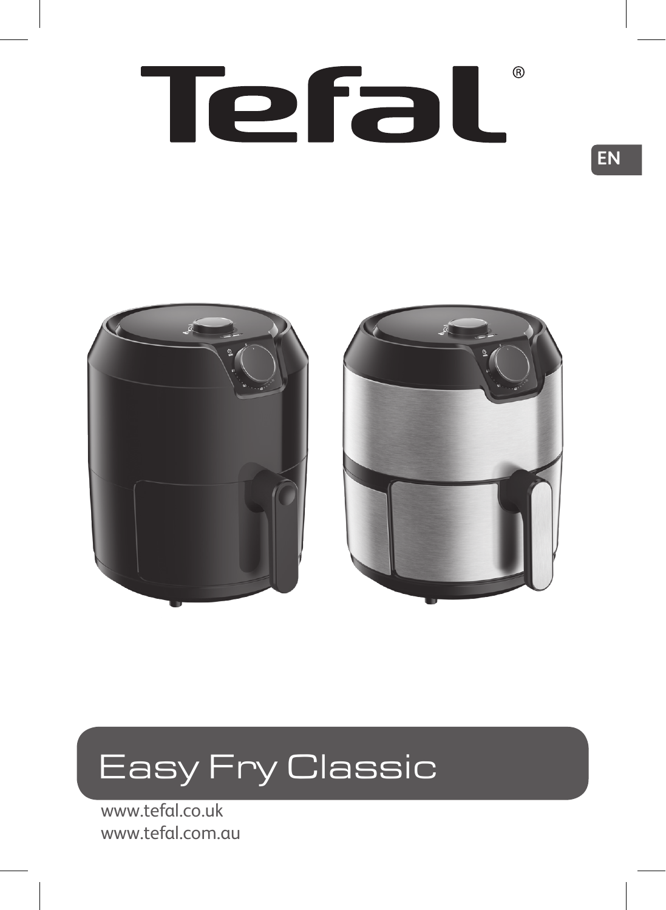# Tefal®

EN

## Easy Fry Classic

www.tefal.co.uk
www.tefal.com.au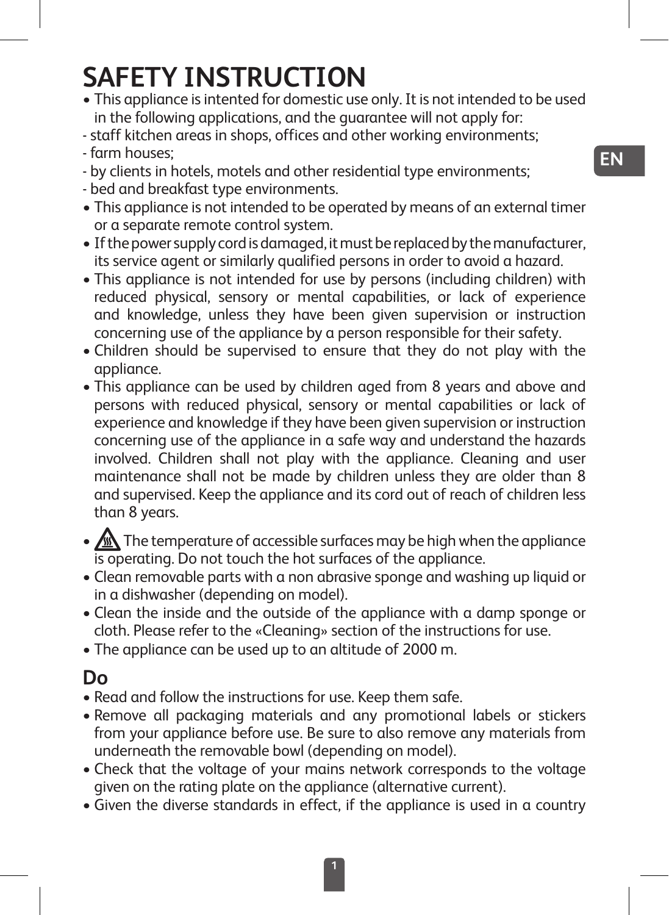# SAFETY INSTRUCTION

- This appliance is intented for domestic use only. It is not intended to be used in the following applications, and the guarantee will not apply for:
- staff kitchen areas in shops, offices and other working environments;
- farm houses;
- by clients in hotels, motels and other residential type environments;
- bed and breakfast type environments.
- This appliance is not intended to be operated by means of an external timer or a separate remote control system.
- If the power supply cord is damaged, it must be replaced by the manufacturer, its service agent or similarly qualified persons in order to avoid a hazard.
- This appliance is not intended for use by persons (including children) with reduced physical, sensory or mental capabilities, or lack of experience and knowledge, unless they have been given supervision or instruction concerning use of the appliance by a person responsible for their safety.
- Children should be supervised to ensure that they do not play with the appliance.
- This appliance can be used by children aged from 8 years and above and persons with reduced physical, sensory or mental capabilities or lack of experience and knowledge if they have been given supervision or instruction concerning use of the appliance in a safe way and understand the hazards involved. Children shall not play with the appliance. Cleaning and user maintenance shall not be made by children unless they are older than 8 and supervised. Keep the appliance and its cord out of reach of children less than 8 years.
- The temperature of accessible surfaces may be high when the appliance is operating. Do not touch the hot surfaces of the appliance.
- Clean removable parts with a non abrasive sponge and washing up liquid or in a dishwasher (depending on model).
- Clean the inside and the outside of the appliance with a damp sponge or cloth. Please refer to the «Cleaning» section of the instructions for use.
- The appliance can be used up to an altitude of 2000 m.

## Do

- Read and follow the instructions for use. Keep them safe.
- Remove all packaging materials and any promotional labels or stickers from your appliance before use. Be sure to also remove any materials from underneath the removable bowl (depending on model).
- Check that the voltage of your mains network corresponds to the voltage given on the rating plate on the appliance (alternative current).
- Given the diverse standards in effect, if the appliance is used in a country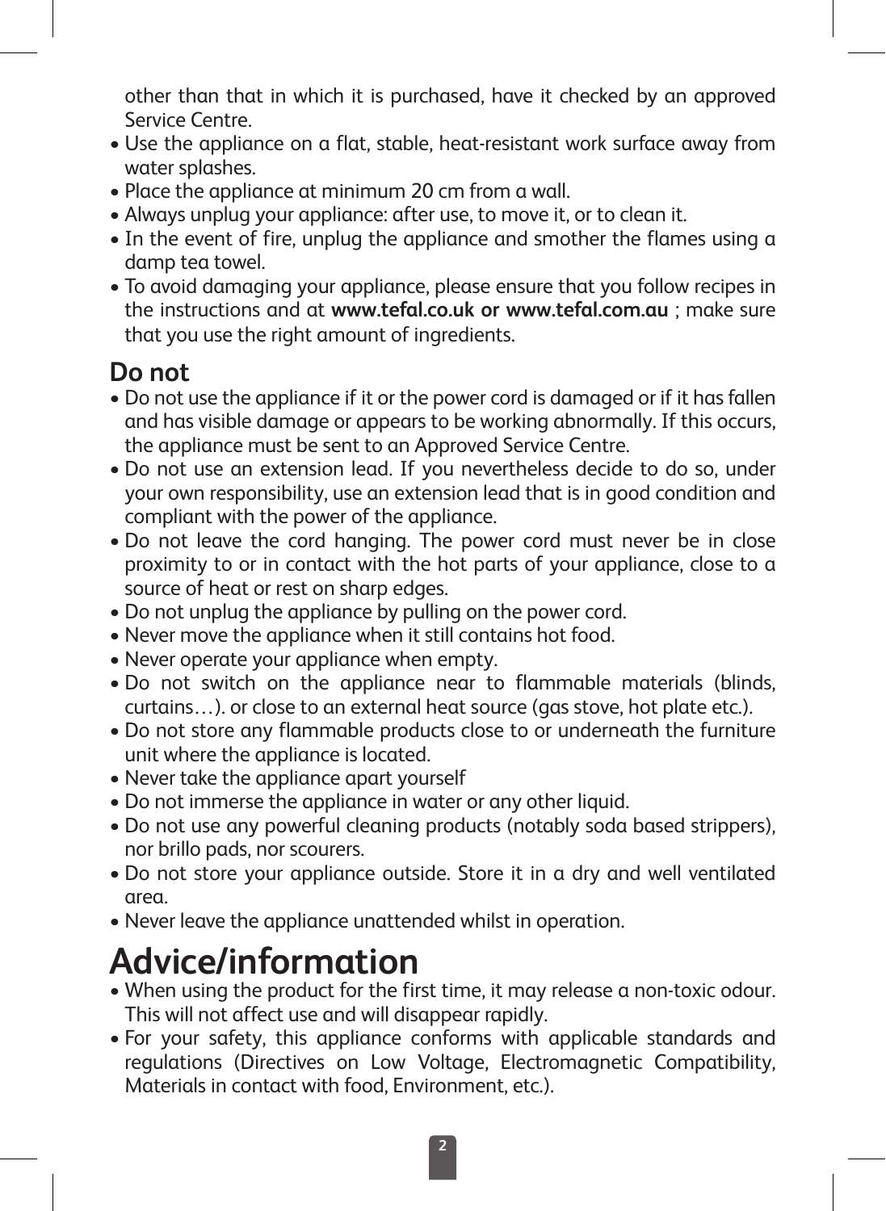other than that in which it is purchased, have it checked by an approved Service Centre.

- Use the appliance on a flat, stable, heat-resistant work surface away from water splashes.
- Place the appliance at minimum 20 cm from a wall.
- Always unplug your appliance: after use, to move it, or to clean it.
- In the event of fire, unplug the appliance and smother the flames using a damp tea towel.
- To avoid damaging your appliance, please ensure that you follow recipes in the instructions and at **www.tefal.co.uk or www.tefal.com.au** ; make sure that you use the right amount of ingredients.

## Do not

- Do not use the appliance if it or the power cord is damaged or if it has fallen and has visible damage or appears to be working abnormally. If this occurs, the appliance must be sent to an Approved Service Centre.
- Do not use an extension lead. If you nevertheless decide to do so, under your own responsibility, use an extension lead that is in good condition and compliant with the power of the appliance.
- Do not leave the cord hanging. The power cord must never be in close proximity to or in contact with the hot parts of your appliance, close to a source of heat or rest on sharp edges.
- Do not unplug the appliance by pulling on the power cord.
- Never move the appliance when it still contains hot food.
- Never operate your appliance when empty.
- Do not switch on the appliance near to flammable materials (blinds, curtains…). or close to an external heat source (gas stove, hot plate etc.).
- Do not store any flammable products close to or underneath the furniture unit where the appliance is located.
- Never take the appliance apart yourself
- Do not immerse the appliance in water or any other liquid.
- Do not use any powerful cleaning products (notably soda based strippers), nor brillo pads, nor scourers.
- Do not store your appliance outside. Store it in a dry and well ventilated area.
- Never leave the appliance unattended whilst in operation.

# Advice/information

- When using the product for the first time, it may release a non-toxic odour. This will not affect use and will disappear rapidly.
- For your safety, this appliance conforms with applicable standards and regulations (Directives on Low Voltage, Electromagnetic Compatibility, Materials in contact with food, Environment, etc.).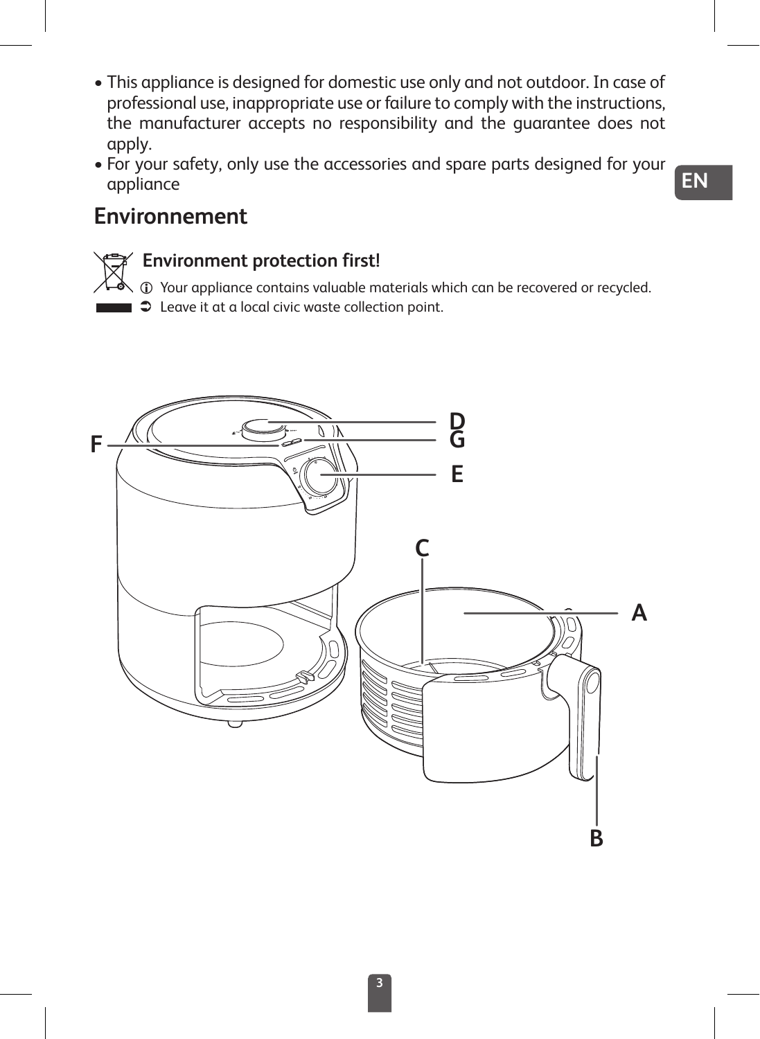- This appliance is designed for domestic use only and not outdoor. In case of professional use, inappropriate use or failure to comply with the instructions, the manufacturer accepts no responsibility and the guarantee does not apply.
- For your safety, only use the accessories and spare parts designed for your appliance

## Environnement

### Environment protection first!

ⓘ Your appliance contains valuable materials which can be recovered or recycled.

➲ Leave it at a local civic waste collection point.

D

F

G

E

C

A

B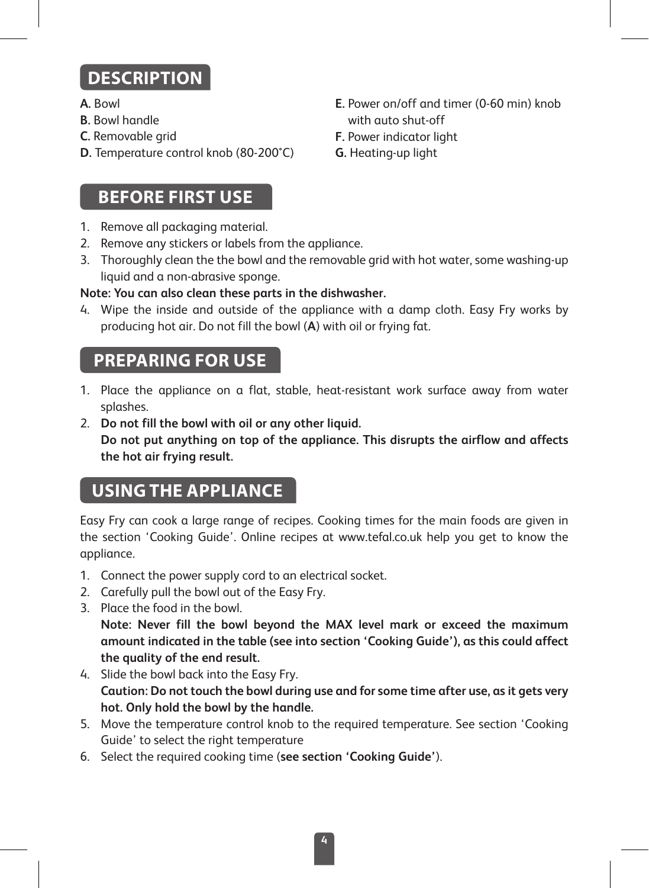## DESCRIPTION

**A.** Bowl
**B.** Bowl handle
**C.** Removable grid
**D.** Temperature control knob (80-200°C)
**E.** Power on/off and timer (0-60 min) knob with auto shut-off
**F.** Power indicator light
**G.** Heating-up light

## BEFORE FIRST USE

1. Remove all packaging material.
2. Remove any stickers or labels from the appliance.
3. Thoroughly clean the the bowl and the removable grid with hot water, some washing-up liquid and a non-abrasive sponge.

**Note: You can also clean these parts in the dishwasher.**

4. Wipe the inside and outside of the appliance with a damp cloth. Easy Fry works by producing hot air. Do not fill the bowl (**A**) with oil or frying fat.

## PREPARING FOR USE

1. Place the appliance on a flat, stable, heat-resistant work surface away from water splashes.
2. **Do not fill the bowl with oil or any other liquid.**
   **Do not put anything on top of the appliance. This disrupts the airflow and affects the hot air frying result.**

## USING THE APPLIANCE

Easy Fry can cook a large range of recipes. Cooking times for the main foods are given in the section 'Cooking Guide'. Online recipes at www.tefal.co.uk help you get to know the appliance.

1. Connect the power supply cord to an electrical socket.
2. Carefully pull the bowl out of the Easy Fry.
3. Place the food in the bowl.
   **Note: Never fill the bowl beyond the MAX level mark or exceed the maximum amount indicated in the table (see into section 'Cooking Guide'), as this could affect the quality of the end result.**
4. Slide the bowl back into the Easy Fry.
   **Caution: Do not touch the bowl during use and for some time after use, as it gets very hot. Only hold the bowl by the handle.**
5. Move the temperature control knob to the required temperature. See section 'Cooking Guide' to select the right temperature
6. Select the required cooking time (**see section 'Cooking Guide'**).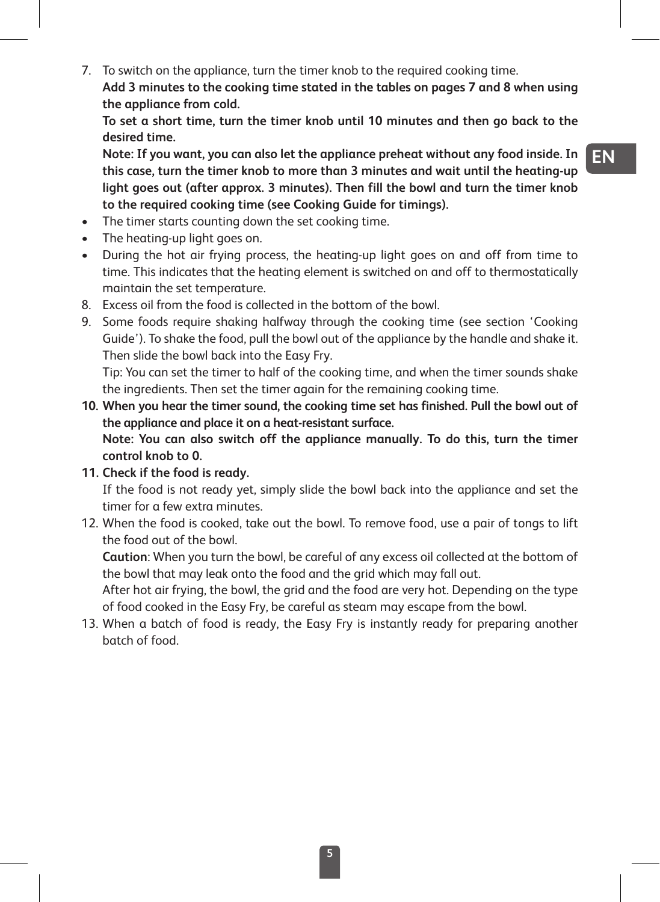7. To switch on the appliance, turn the timer knob to the required cooking time.
   **Add 3 minutes to the cooking time stated in the tables on pages 7 and 8 when using the appliance from cold.**
   **To set a short time, turn the timer knob until 10 minutes and then go back to the desired time.**
   **Note: If you want, you can also let the appliance preheat without any food inside. In this case, turn the timer knob to more than 3 minutes and wait until the heating-up light goes out (after approx. 3 minutes). Then fill the bowl and turn the timer knob to the required cooking time (see Cooking Guide for timings).**

- The timer starts counting down the set cooking time.
- The heating-up light goes on.
- During the hot air frying process, the heating-up light goes on and off from time to time. This indicates that the heating element is switched on and off to thermostatically maintain the set temperature.

8. Excess oil from the food is collected in the bottom of the bowl.
9. Some foods require shaking halfway through the cooking time (see section 'Cooking Guide'). To shake the food, pull the bowl out of the appliance by the handle and shake it. Then slide the bowl back into the Easy Fry.
   Tip: You can set the timer to half of the cooking time, and when the timer sounds shake the ingredients. Then set the timer again for the remaining cooking time.
10. **When you hear the timer sound, the cooking time set has finished. Pull the bowl out of the appliance and place it on a heat-resistant surface.**
    **Note: You can also switch off the appliance manually. To do this, turn the timer control knob to 0.**
11. **Check if the food is ready.**
    If the food is not ready yet, simply slide the bowl back into the appliance and set the timer for a few extra minutes.
12. When the food is cooked, take out the bowl. To remove food, use a pair of tongs to lift the food out of the bowl.
    **Caution**: When you turn the bowl, be careful of any excess oil collected at the bottom of the bowl that may leak onto the food and the grid which may fall out.
    After hot air frying, the bowl, the grid and the food are very hot. Depending on the type of food cooked in the Easy Fry, be careful as steam may escape from the bowl.
13. When a batch of food is ready, the Easy Fry is instantly ready for preparing another batch of food.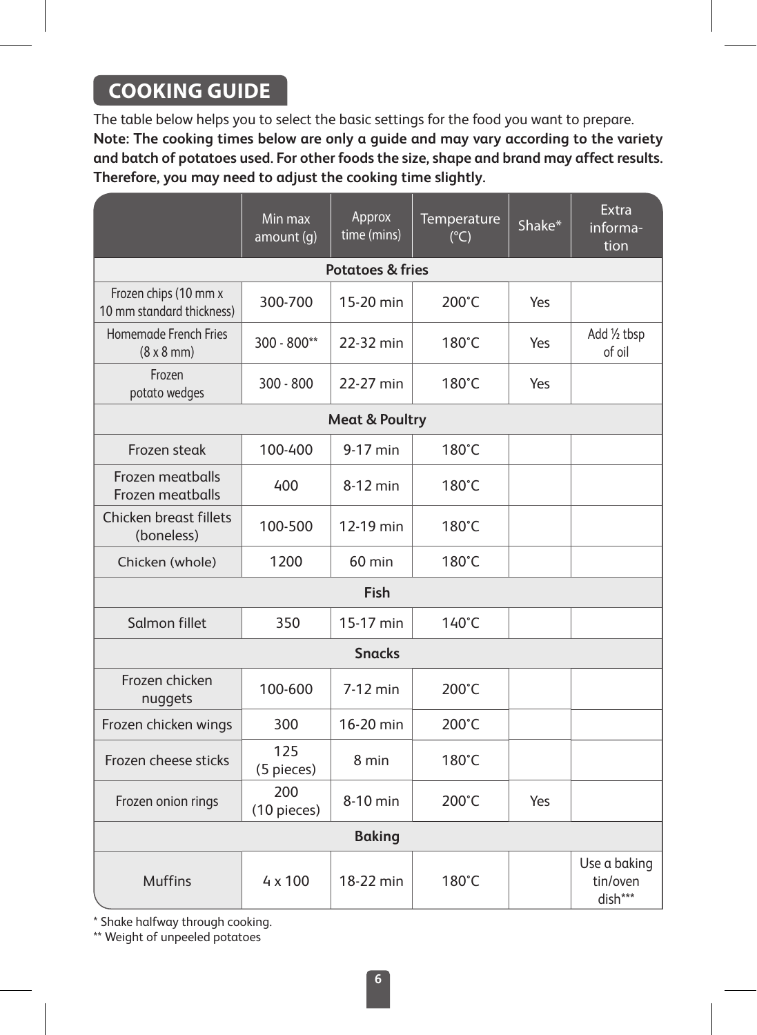## COOKING GUIDE

The table below helps you to select the basic settings for the food you want to prepare.
**Note: The cooking times below are only a guide and may vary according to the variety and batch of potatoes used. For other foods the size, shape and brand may affect results. Therefore, you may need to adjust the cooking time slightly.**

| | Min max amount (g) | Approx time (mins) | Temperature (°C) | Shake* | Extra information |
|---|---|---|---|---|---|
| **Potatoes & fries** | | | | | |
| Frozen chips (10 mm x 10 mm standard thickness) | 300-700 | 15-20 min | 200˚C | Yes | |
| Homemade French Fries (8 x 8 mm) | 300 - 800** | 22-32 min | 180˚C | Yes | Add ½ tbsp of oil |
| Frozen potato wedges | 300 - 800 | 22-27 min | 180˚C | Yes | |
| **Meat & Poultry** | | | | | |
| Frozen steak | 100-400 | 9-17 min | 180˚C | | |
| Frozen meatballs Frozen meatballs | 400 | 8-12 min | 180˚C | | |
| Chicken breast fillets (boneless) | 100-500 | 12-19 min | 180˚C | | |
| Chicken (whole) | 1200 | 60 min | 180˚C | | |
| **Fish** | | | | | |
| Salmon fillet | 350 | 15-17 min | 140˚C | | |
| **Snacks** | | | | | |
| Frozen chicken nuggets | 100-600 | 7-12 min | 200˚C | | |
| Frozen chicken wings | 300 | 16-20 min | 200˚C | | |
| Frozen cheese sticks | 125 (5 pieces) | 8 min | 180˚C | | |
| Frozen onion rings | 200 (10 pieces) | 8-10 min | 200˚C | Yes | |
| **Baking** | | | | | |
| Muffins | 4 x 100 | 18-22 min | 180˚C | | Use a baking tin/oven dish*** |

\* Shake halfway through cooking.
** Weight of unpeeled potatoes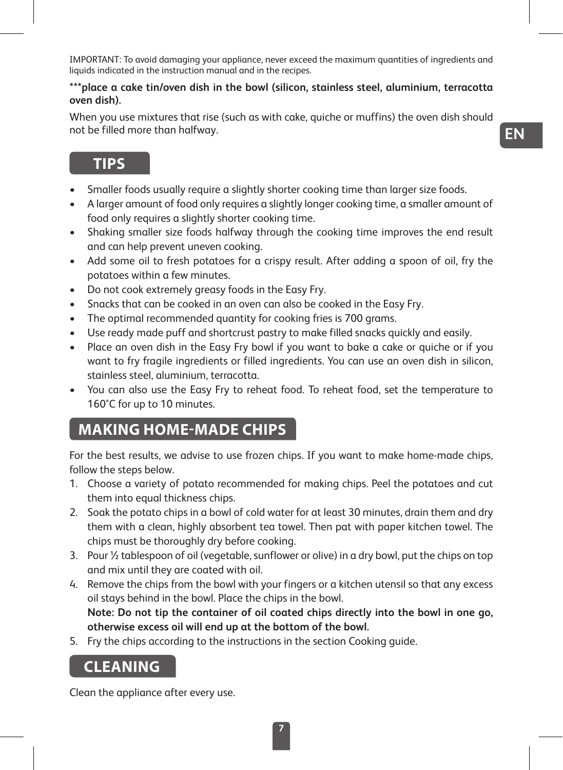IMPORTANT: To avoid damaging your appliance, never exceed the maximum quantities of ingredients and liquids indicated in the instruction manual and in the recipes.

*****place a cake tin/oven dish in the bowl (silicon, stainless steel, aluminium, terracotta oven dish).**

When you use mixtures that rise (such as with cake, quiche or muffins) the oven dish should not be filled more than halfway.

## TIPS

- Smaller foods usually require a slightly shorter cooking time than larger size foods.
- A larger amount of food only requires a slightly longer cooking time, a smaller amount of food only requires a slightly shorter cooking time.
- Shaking smaller size foods halfway through the cooking time improves the end result and can help prevent uneven cooking.
- Add some oil to fresh potatoes for a crispy result. After adding a spoon of oil, fry the potatoes within a few minutes.
- Do not cook extremely greasy foods in the Easy Fry.
- Snacks that can be cooked in an oven can also be cooked in the Easy Fry.
- The optimal recommended quantity for cooking fries is 700 grams.
- Use ready made puff and shortcrust pastry to make filled snacks quickly and easily.
- Place an oven dish in the Easy Fry bowl if you want to bake a cake or quiche or if you want to fry fragile ingredients or filled ingredients. You can use an oven dish in silicon, stainless steel, aluminium, terracotta.
- You can also use the Easy Fry to reheat food. To reheat food, set the temperature to 160°C for up to 10 minutes.

## MAKING HOME-MADE CHIPS

For the best results, we advise to use frozen chips. If you want to make home-made chips, follow the steps below.

1. Choose a variety of potato recommended for making chips. Peel the potatoes and cut them into equal thickness chips.
2. Soak the potato chips in a bowl of cold water for at least 30 minutes, drain them and dry them with a clean, highly absorbent tea towel. Then pat with paper kitchen towel. The chips must be thoroughly dry before cooking.
3. Pour ½ tablespoon of oil (vegetable, sunflower or olive) in a dry bowl, put the chips on top and mix until they are coated with oil.
4. Remove the chips from the bowl with your fingers or a kitchen utensil so that any excess oil stays behind in the bowl. Place the chips in the bowl.
   **Note: Do not tip the container of oil coated chips directly into the bowl in one go, otherwise excess oil will end up at the bottom of the bowl.**
5. Fry the chips according to the instructions in the section Cooking guide.

## CLEANING

Clean the appliance after every use.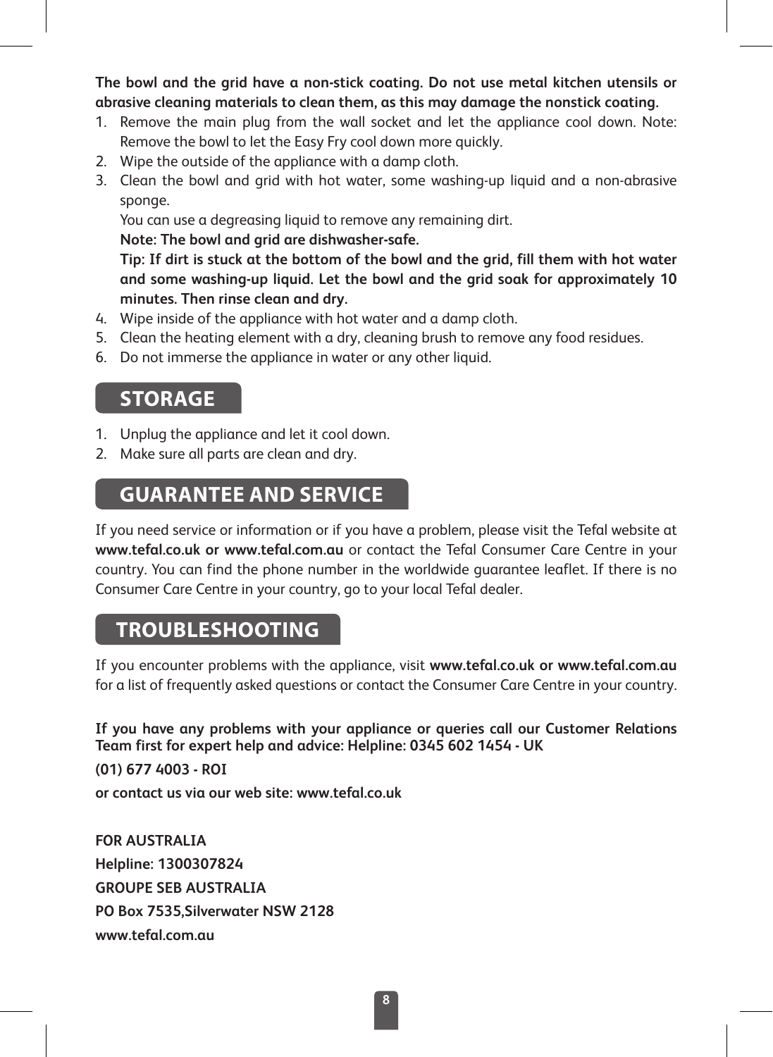**The bowl and the grid have a non-stick coating. Do not use metal kitchen utensils or abrasive cleaning materials to clean them, as this may damage the nonstick coating.**

1. Remove the main plug from the wall socket and let the appliance cool down. Note: Remove the bowl to let the Easy Fry cool down more quickly.
2. Wipe the outside of the appliance with a damp cloth.
3. Clean the bowl and grid with hot water, some washing-up liquid and a non-abrasive sponge.
   You can use a degreasing liquid to remove any remaining dirt.
   **Note: The bowl and grid are dishwasher-safe.**
   **Tip: If dirt is stuck at the bottom of the bowl and the grid, fill them with hot water and some washing-up liquid. Let the bowl and the grid soak for approximately 10 minutes. Then rinse clean and dry.**
4. Wipe inside of the appliance with hot water and a damp cloth.
5. Clean the heating element with a dry, cleaning brush to remove any food residues.
6. Do not immerse the appliance in water or any other liquid.

## STORAGE

1. Unplug the appliance and let it cool down.
2. Make sure all parts are clean and dry.

## GUARANTEE AND SERVICE

If you need service or information or if you have a problem, please visit the Tefal website at **www.tefal.co.uk or www.tefal.com.au** or contact the Tefal Consumer Care Centre in your country. You can find the phone number in the worldwide guarantee leaflet. If there is no Consumer Care Centre in your country, go to your local Tefal dealer.

## TROUBLESHOOTING

If you encounter problems with the appliance, visit **www.tefal.co.uk or www.tefal.com.au** for a list of frequently asked questions or contact the Consumer Care Centre in your country.

**If you have any problems with your appliance or queries call our Customer Relations Team first for expert help and advice: Helpline: 0345 602 1454 - UK**

**(01) 677 4003 - ROI**

**or contact us via our web site: www.tefal.co.uk**

**FOR AUSTRALIA**

**Helpline: 1300307824**

**GROUPE SEB AUSTRALIA**

**PO Box 7535,Silverwater NSW 2128**

**www.tefal.com.au**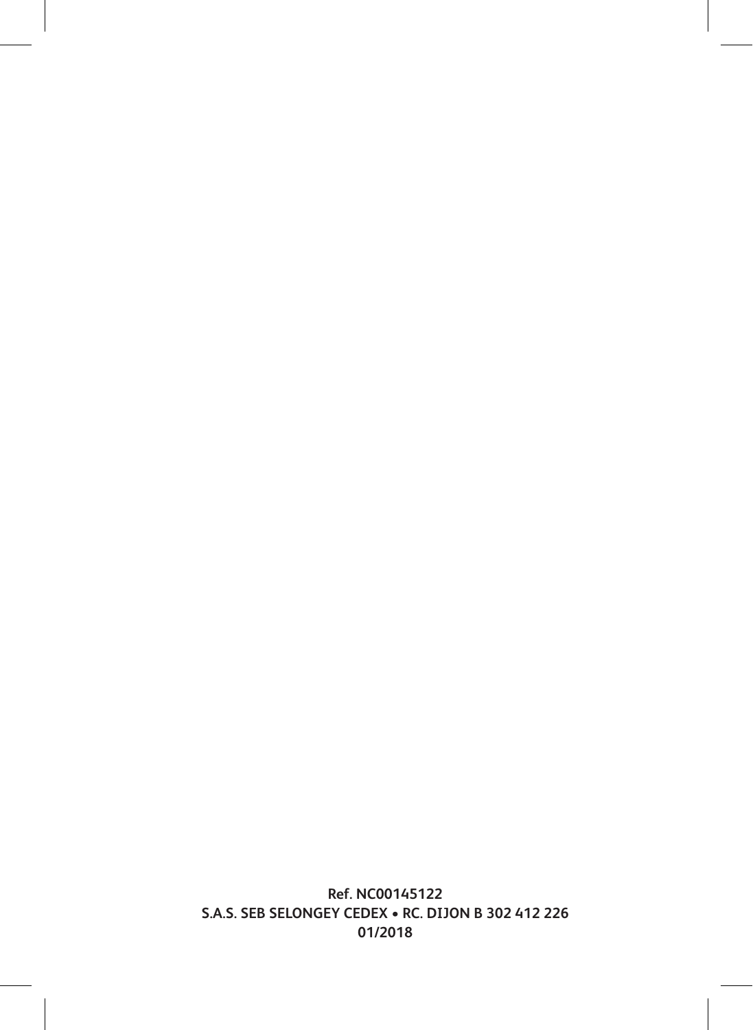**Ref. NC00145122**
**S.A.S. SEB SELONGEY CEDEX • RC. DIJON B 302 412 226**
**01/2018**